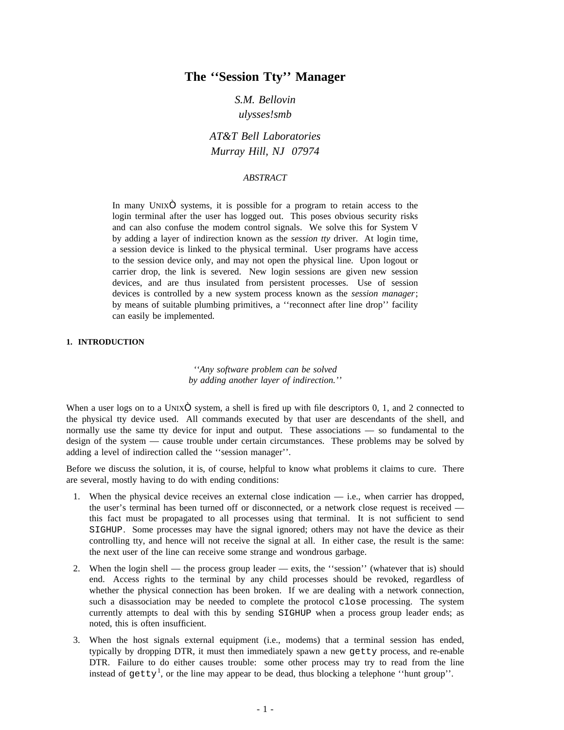# The ''Session Tty'' Manager

*S.M. Bellovin*
*ulysses!smb*

*AT&T Bell Laboratories*
*Murray Hill, NJ 07974*

*ABSTRACT*

In many UNIXÒ systems, it is possible for a program to retain access to the login terminal after the user has logged out. This poses obvious security risks and can also confuse the modem control signals. We solve this for System V by adding a layer of indirection known as the *session tty* driver. At login time, a session device is linked to the physical terminal. User programs have access to the session device only, and may not open the physical line. Upon logout or carrier drop, the link is severed. New login sessions are given new session devices, and are thus insulated from persistent processes. Use of session devices is controlled by a new system process known as the *session manager*; by means of suitable plumbing primitives, a ''reconnect after line drop'' facility can easily be implemented.

## 1. INTRODUCTION

*''Any software problem can be solved*
*by adding another layer of indirection.''*

When a user logs on to a UNIXÒ system, a shell is fired up with file descriptors 0, 1, and 2 connected to the physical tty device used. All commands executed by that user are descendants of the shell, and normally use the same tty device for input and output. These associations — so fundamental to the design of the system — cause trouble under certain circumstances. These problems may be solved by adding a level of indirection called the ''session manager''.

Before we discuss the solution, it is, of course, helpful to know what problems it claims to cure. There are several, mostly having to do with ending conditions:

1. When the physical device receives an external close indication — i.e., when carrier has dropped, the user's terminal has been turned off or disconnected, or a network close request is received — this fact must be propagated to all processes using that terminal. It is not sufficient to send `SIGHUP`. Some processes may have the signal ignored; others may not have the device as their controlling tty, and hence will not receive the signal at all. In either case, the result is the same: the next user of the line can receive some strange and wondrous garbage.

2. When the login shell — the process group leader — exits, the ''session'' (whatever that is) should end. Access rights to the terminal by any child processes should be revoked, regardless of whether the physical connection has been broken. If we are dealing with a network connection, such a disassociation may be needed to complete the protocol `close` processing. The system currently attempts to deal with this by sending `SIGHUP` when a process group leader ends; as noted, this is often insufficient.

3. When the host signals external equipment (i.e., modems) that a terminal session has ended, typically by dropping DTR, it must then immediately spawn a new `getty` process, and re-enable DTR. Failure to do either causes trouble: some other process may try to read from the line instead of `getty`[1], or the line may appear to be dead, thus blocking a telephone ''hunt group''.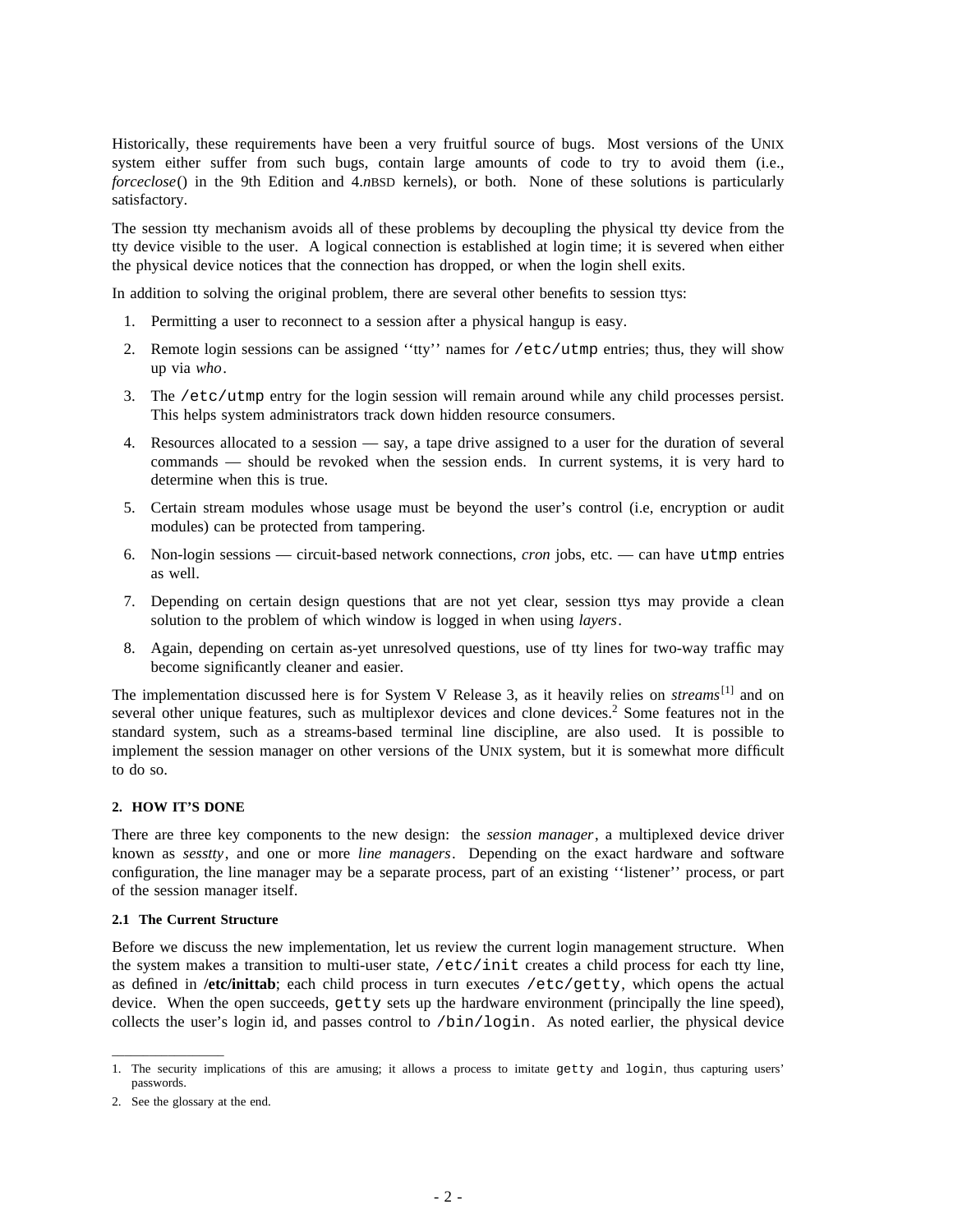Historically, these requirements have been a very fruitful source of bugs. Most versions of the UNIX system either suffer from such bugs, contain large amounts of code to try to avoid them (i.e., *forceclose*() in the 9th Edition and 4.*n*BSD kernels), or both. None of these solutions is particularly satisfactory.

The session tty mechanism avoids all of these problems by decoupling the physical tty device from the tty device visible to the user. A logical connection is established at login time; it is severed when either the physical device notices that the connection has dropped, or when the login shell exits.

In addition to solving the original problem, there are several other benefits to session ttys:

1. Permitting a user to reconnect to a session after a physical hangup is easy.
2. Remote login sessions can be assigned ''tty'' names for `/etc/utmp` entries; thus, they will show up via *who*.
3. The `/etc/utmp` entry for the login session will remain around while any child processes persist. This helps system administrators track down hidden resource consumers.
4. Resources allocated to a session — say, a tape drive assigned to a user for the duration of several commands — should be revoked when the session ends. In current systems, it is very hard to determine when this is true.
5. Certain stream modules whose usage must be beyond the user's control (i.e, encryption or audit modules) can be protected from tampering.
6. Non-login sessions — circuit-based network connections, *cron* jobs, etc. — can have `utmp` entries as well.
7. Depending on certain design questions that are not yet clear, session ttys may provide a clean solution to the problem of which window is logged in when using *layers*.
8. Again, depending on certain as-yet unresolved questions, use of tty lines for two-way traffic may become significantly cleaner and easier.

The implementation discussed here is for System V Release 3, as it heavily relies on *streams*[1] and on several other unique features, such as multiplexor devices and clone devices.[2] Some features not in the standard system, such as a streams-based terminal line discipline, are also used. It is possible to implement the session manager on other versions of the UNIX system, but it is somewhat more difficult to do so.

## 2. HOW IT'S DONE

There are three key components to the new design: the *session manager*, a multiplexed device driver known as *sesstty*, and one or more *line managers*. Depending on the exact hardware and software configuration, the line manager may be a separate process, part of an existing ''listener'' process, or part of the session manager itself.

### 2.1 The Current Structure

Before we discuss the new implementation, let us review the current login management structure. When the system makes a transition to multi-user state, `/etc/init` creates a child process for each tty line, as defined in **/etc/inittab**; each child process in turn executes `/etc/getty`, which opens the actual device. When the open succeeds, `getty` sets up the hardware environment (principally the line speed), collects the user's login id, and passes control to `/bin/login`. As noted earlier, the physical device

---

1. The security implications of this are amusing; it allows a process to imitate `getty` and `login`, thus capturing users' passwords.

2. See the glossary at the end.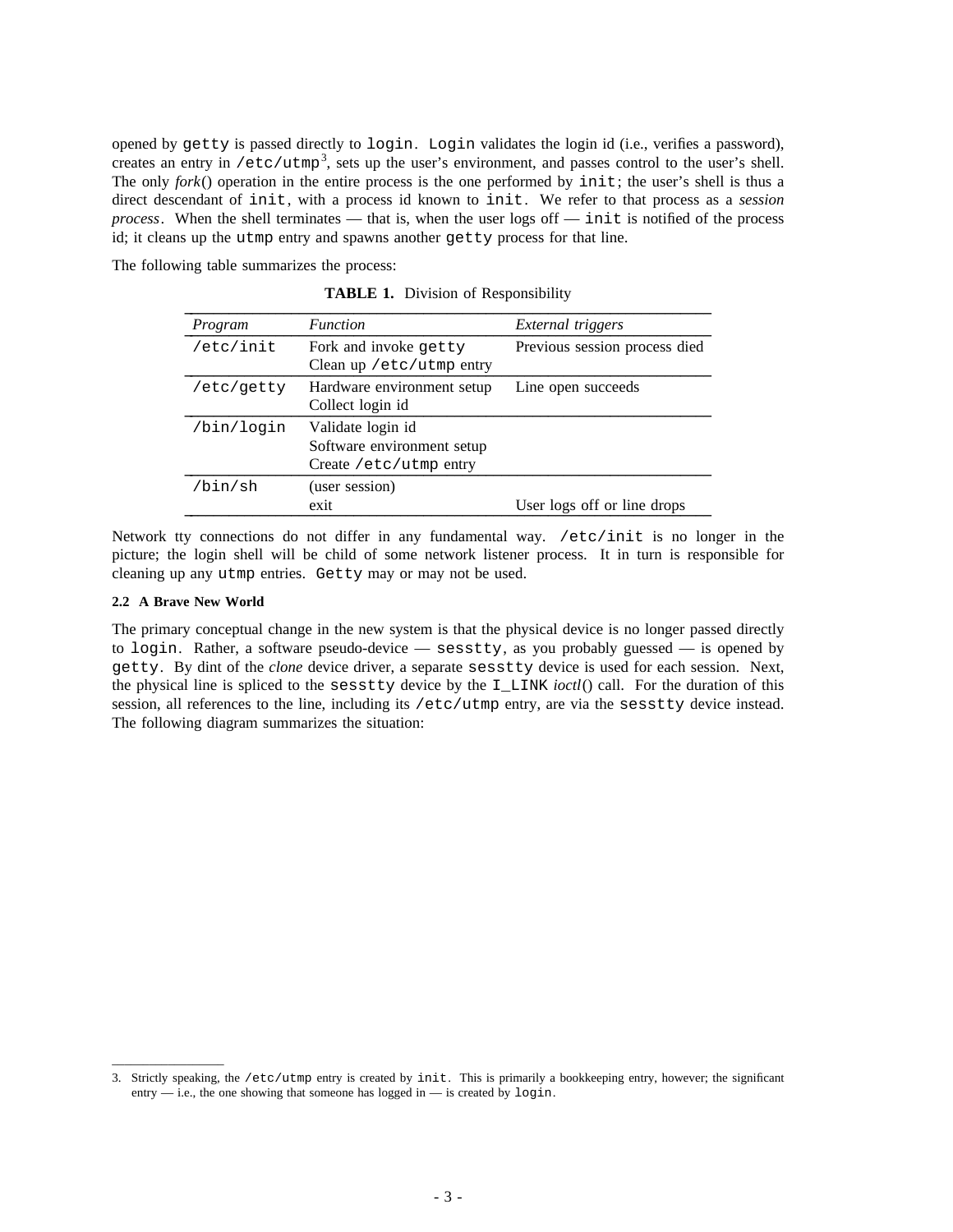opened by `getty` is passed directly to `login`. `Login` validates the login id (i.e., verifies a password), creates an entry in `/etc/utmp`[3], sets up the user's environment, and passes control to the user's shell. The only *fork*() operation in the entire process is the one performed by `init`; the user's shell is thus a direct descendant of `init`, with a process id known to `init`. We refer to that process as a *session process*. When the shell terminates — that is, when the user logs off — `init` is notified of the process id; it cleans up the `utmp` entry and spawns another `getty` process for that line.

The following table summarizes the process:

**TABLE 1.** Division of Responsibility

| *Program* | *Function* | *External triggers* |
|---|---|---|
| `/etc/init` | Fork and invoke `getty`<br>Clean up `/etc/utmp` entry | Previous session process died |
| `/etc/getty` | Hardware environment setup<br>Collect login id | Line open succeeds |
| `/bin/login` | Validate login id<br>Software environment setup<br>Create `/etc/utmp` entry | |
| `/bin/sh` | (user session)<br>exit | User logs off or line drops |

Network tty connections do not differ in any fundamental way. `/etc/init` is no longer in the picture; the login shell will be child of some network listener process. It in turn is responsible for cleaning up any `utmp` entries. `Getty` may or may not be used.

### 2.2 A Brave New World

The primary conceptual change in the new system is that the physical device is no longer passed directly to `login`. Rather, a software pseudo-device — `sesstty`, as you probably guessed — is opened by `getty`. By dint of the *clone* device driver, a separate `sesstty` device is used for each session. Next, the physical line is spliced to the `sesstty` device by the `I_LINK` *ioctl*() call. For the duration of this session, all references to the line, including its `/etc/utmp` entry, are via the `sesstty` device instead. The following diagram summarizes the situation:

3. Strictly speaking, the `/etc/utmp` entry is created by `init`. This is primarily a bookkeeping entry, however; the significant entry — i.e., the one showing that someone has logged in — is created by `login`.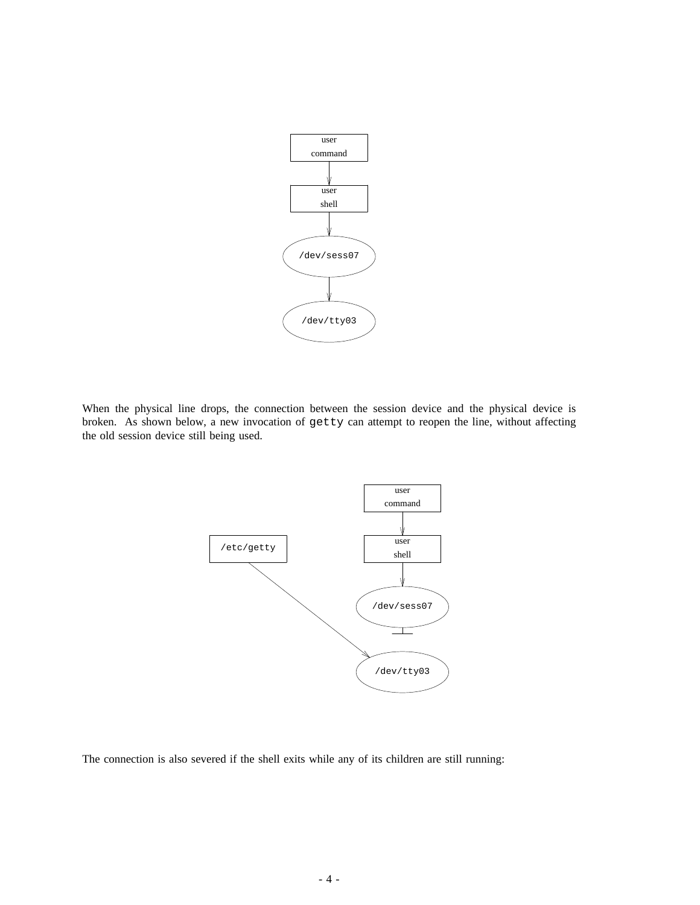user
command

user
shell

/dev/sess07

/dev/tty03

When the physical line drops, the connection between the session device and the physical device is broken. As shown below, a new invocation of `getty` can attempt to reopen the line, without affecting the old session device still being used.

/etc/getty

user
command

user
shell

/dev/sess07

/dev/tty03

The connection is also severed if the shell exits while any of its children are still running: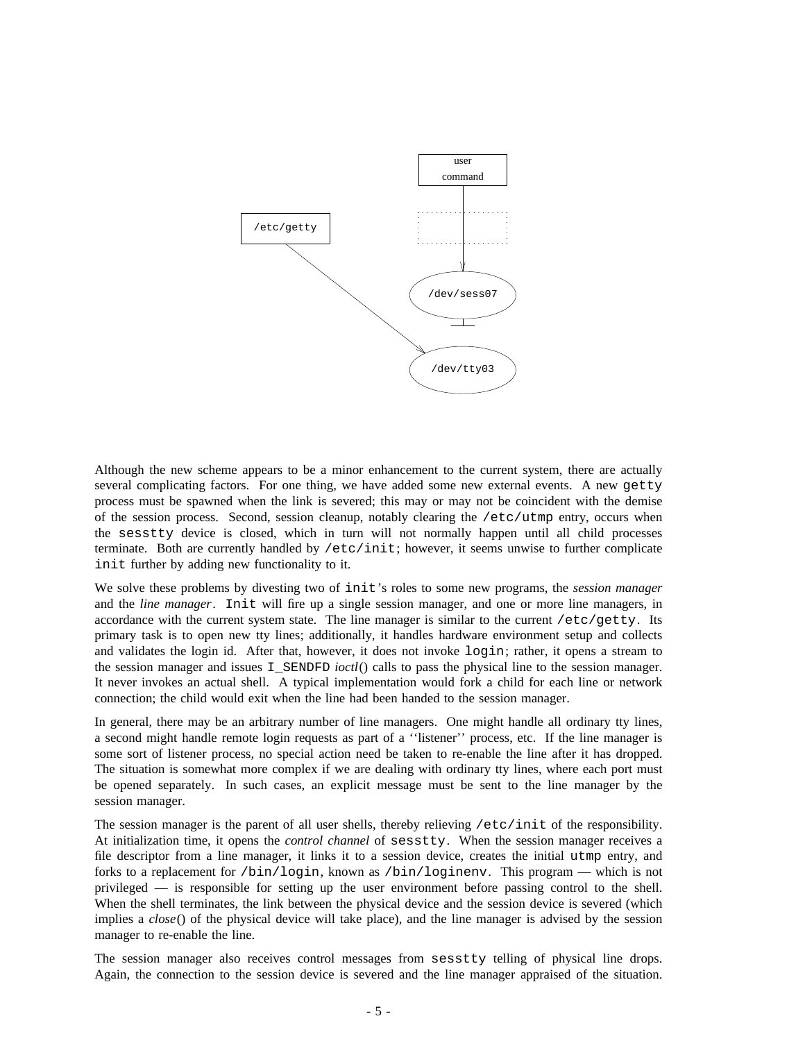user
command

/etc/getty

/dev/sess07

/dev/tty03

Although the new scheme appears to be a minor enhancement to the current system, there are actually several complicating factors. For one thing, we have added some new external events. A new `getty` process must be spawned when the link is severed; this may or may not be coincident with the demise of the session process. Second, session cleanup, notably clearing the `/etc/utmp` entry, occurs when the `sesstty` device is closed, which in turn will not normally happen until all child processes terminate. Both are currently handled by `/etc/init`; however, it seems unwise to further complicate `init` further by adding new functionality to it.

We solve these problems by divesting two of `init`'s roles to some new programs, the *session manager* and the *line manager*. `Init` will fire up a single session manager, and one or more line managers, in accordance with the current system state. The line manager is similar to the current `/etc/getty`. Its primary task is to open new tty lines; additionally, it handles hardware environment setup and collects and validates the login id. After that, however, it does not invoke `login`; rather, it opens a stream to the session manager and issues `I_SENDFD` *ioctl*() calls to pass the physical line to the session manager. It never invokes an actual shell. A typical implementation would fork a child for each line or network connection; the child would exit when the line had been handed to the session manager.

In general, there may be an arbitrary number of line managers. One might handle all ordinary tty lines, a second might handle remote login requests as part of a ''listener'' process, etc. If the line manager is some sort of listener process, no special action need be taken to re-enable the line after it has dropped. The situation is somewhat more complex if we are dealing with ordinary tty lines, where each port must be opened separately. In such cases, an explicit message must be sent to the line manager by the session manager.

The session manager is the parent of all user shells, thereby relieving `/etc/init` of the responsibility. At initialization time, it opens the *control channel* of `sesstty`. When the session manager receives a file descriptor from a line manager, it links it to a session device, creates the initial `utmp` entry, and forks to a replacement for `/bin/login`, known as `/bin/loginenv`. This program — which is not privileged — is responsible for setting up the user environment before passing control to the shell. When the shell terminates, the link between the physical device and the session device is severed (which implies a *close*() of the physical device will take place), and the line manager is advised by the session manager to re-enable the line.

The session manager also receives control messages from `sesstty` telling of physical line drops. Again, the connection to the session device is severed and the line manager appraised of the situation.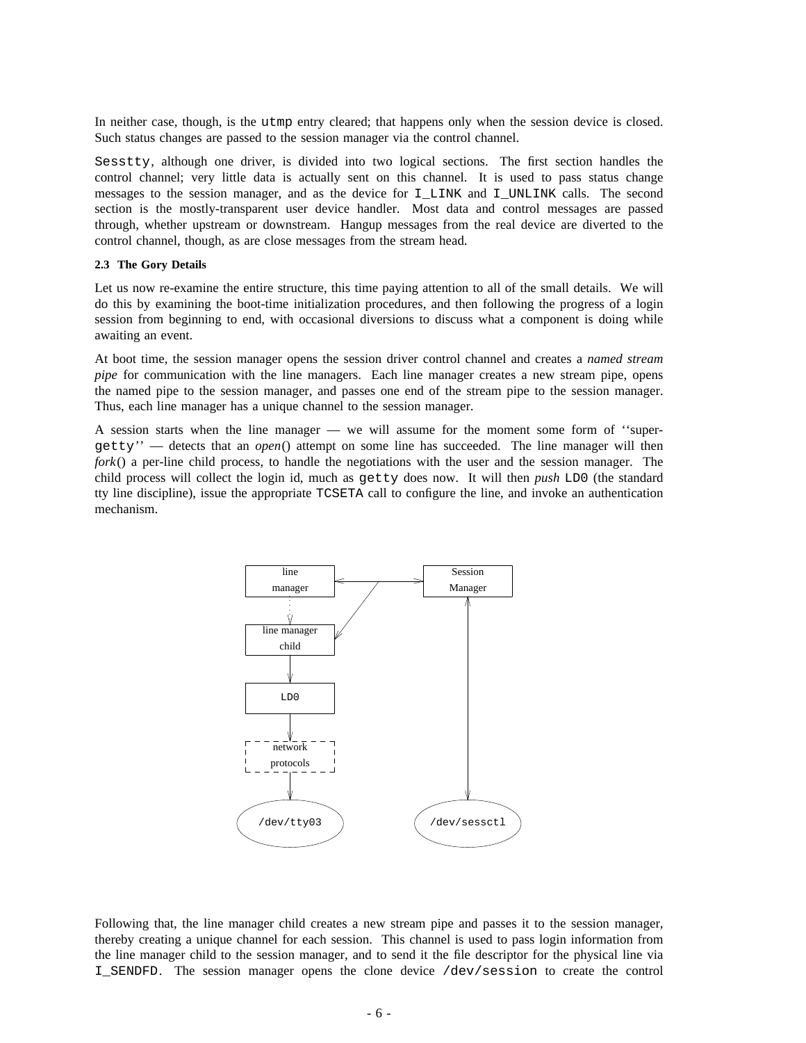In neither case, though, is the `utmp` entry cleared; that happens only when the session device is closed. Such status changes are passed to the session manager via the control channel.

`Sesstty`, although one driver, is divided into two logical sections. The first section handles the control channel; very little data is actually sent on this channel. It is used to pass status change messages to the session manager, and as the device for `I_LINK` and `I_UNLINK` calls. The second section is the mostly-transparent user device handler. Most data and control messages are passed through, whether upstream or downstream. Hangup messages from the real device are diverted to the control channel, though, as are close messages from the stream head.

### 2.3 The Gory Details

Let us now re-examine the entire structure, this time paying attention to all of the small details. We will do this by examining the boot-time initialization procedures, and then following the progress of a login session from beginning to end, with occasional diversions to discuss what a component is doing while awaiting an event.

At boot time, the session manager opens the session driver control channel and creates a *named stream pipe* for communication with the line managers. Each line manager creates a new stream pipe, opens the named pipe to the session manager, and passes one end of the stream pipe to the session manager. Thus, each line manager has a unique channel to the session manager.

A session starts when the line manager — we will assume for the moment some form of ''super-`getty`'' — detects that an *open*() attempt on some line has succeeded. The line manager will then *fork*() a per-line child process, to handle the negotiations with the user and the session manager. The child process will collect the login id, much as `getty` does now. It will then *push* `LD0` (the standard tty line discipline), issue the appropriate `TCSETA` call to configure the line, and invoke an authentication mechanism.

line manager

Session Manager

line manager child

LD0

network protocols

/dev/tty03

/dev/sessctl

Following that, the line manager child creates a new stream pipe and passes it to the session manager, thereby creating a unique channel for each session. This channel is used to pass login information from the line manager child to the session manager, and to send it the file descriptor for the physical line via `I_SENDFD`. The session manager opens the clone device `/dev/session` to create the control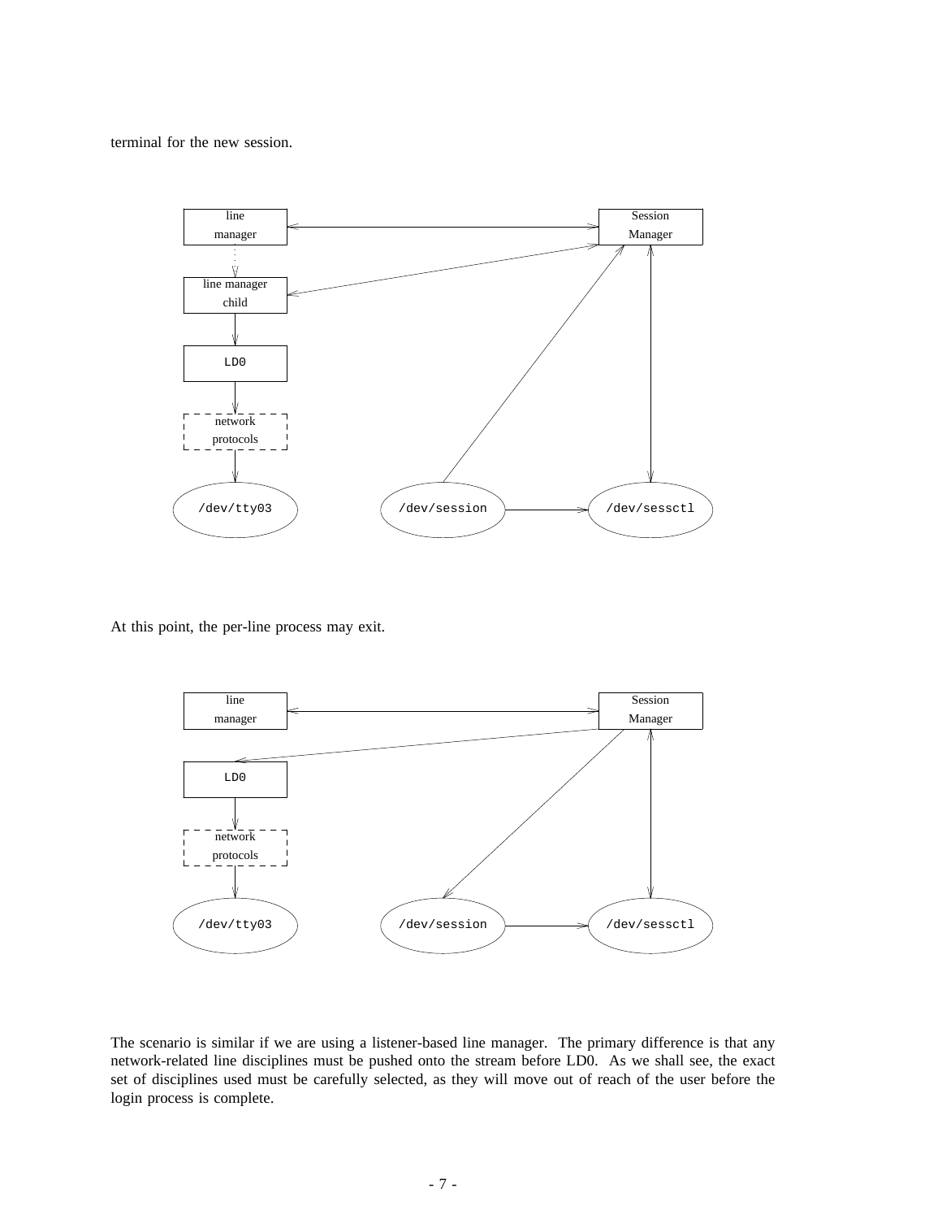terminal for the new session.

line manager

Session Manager

line manager child

LD0

network protocols

/dev/tty03

/dev/session

/dev/sessctl

At this point, the per-line process may exit.

line manager

Session Manager

LD0

network protocols

/dev/tty03

/dev/session

/dev/sessctl

The scenario is similar if we are using a listener-based line manager. The primary difference is that any network-related line disciplines must be pushed onto the stream before LD0. As we shall see, the exact set of disciplines used must be carefully selected, as they will move out of reach of the user before the login process is complete.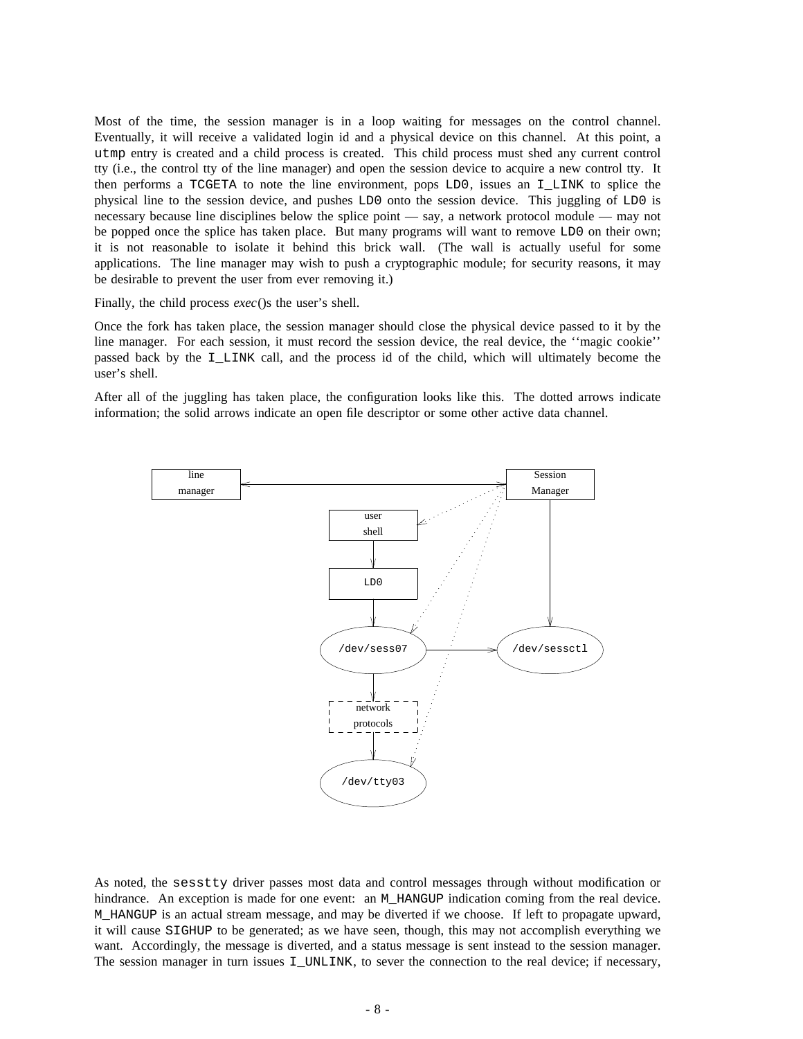Most of the time, the session manager is in a loop waiting for messages on the control channel. Eventually, it will receive a validated login id and a physical device on this channel. At this point, a `utmp` entry is created and a child process is created. This child process must shed any current control tty (i.e., the control tty of the line manager) and open the session device to acquire a new control tty. It then performs a `TCGETA` to note the line environment, pops `LD0`, issues an `I_LINK` to splice the physical line to the session device, and pushes `LD0` onto the session device. This juggling of `LD0` is necessary because line disciplines below the splice point — say, a network protocol module — may not be popped once the splice has taken place. But many programs will want to remove `LD0` on their own; it is not reasonable to isolate it behind this brick wall. (The wall is actually useful for some applications. The line manager may wish to push a cryptographic module; for security reasons, it may be desirable to prevent the user from ever removing it.)

Finally, the child process *exec*()s the user's shell.

Once the fork has taken place, the session manager should close the physical device passed to it by the line manager. For each session, it must record the session device, the real device, the ''magic cookie'' passed back by the `I_LINK` call, and the process id of the child, which will ultimately become the user's shell.

After all of the juggling has taken place, the configuration looks like this. The dotted arrows indicate information; the solid arrows indicate an open file descriptor or some other active data channel.

line manager

Session Manager

user shell

LD0

/dev/sess07

/dev/sessctl

network protocols

/dev/tty03

As noted, the `sesstty` driver passes most data and control messages through without modification or hindrance. An exception is made for one event: an `M_HANGUP` indication coming from the real device. `M_HANGUP` is an actual stream message, and may be diverted if we choose. If left to propagate upward, it will cause `SIGHUP` to be generated; as we have seen, though, this may not accomplish everything we want. Accordingly, the message is diverted, and a status message is sent instead to the session manager. The session manager in turn issues `I_UNLINK`, to sever the connection to the real device; if necessary,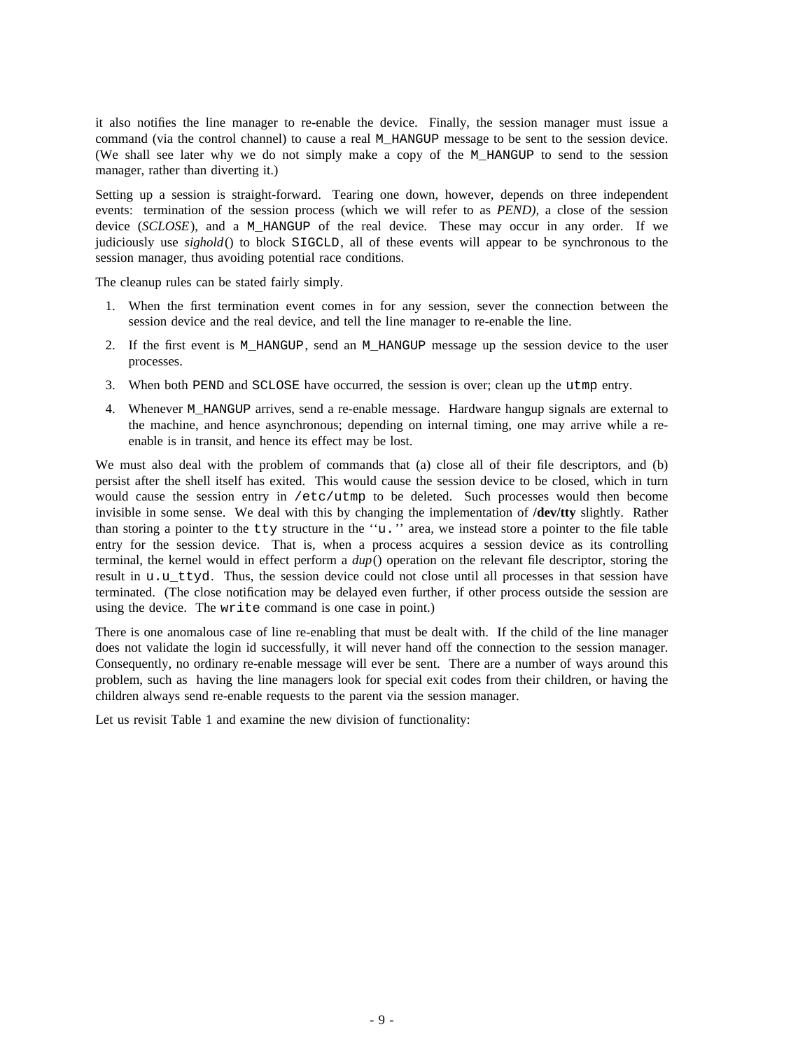it also notifies the line manager to re-enable the device. Finally, the session manager must issue a command (via the control channel) to cause a real M_HANGUP message to be sent to the session device. (We shall see later why we do not simply make a copy of the M_HANGUP to send to the session manager, rather than diverting it.)

Setting up a session is straight-forward. Tearing one down, however, depends on three independent events: termination of the session process (which we will refer to as *PEND)*, a close of the session device (*SCLOSE*), and a M_HANGUP of the real device. These may occur in any order. If we judiciously use *sighold*() to block SIGCLD, all of these events will appear to be synchronous to the session manager, thus avoiding potential race conditions.

The cleanup rules can be stated fairly simply.

1. When the first termination event comes in for any session, sever the connection between the session device and the real device, and tell the line manager to re-enable the line.
2. If the first event is M_HANGUP, send an M_HANGUP message up the session device to the user processes.
3. When both PEND and SCLOSE have occurred, the session is over; clean up the utmp entry.
4. Whenever M_HANGUP arrives, send a re-enable message. Hardware hangup signals are external to the machine, and hence asynchronous; depending on internal timing, one may arrive while a re-enable is in transit, and hence its effect may be lost.

We must also deal with the problem of commands that (a) close all of their file descriptors, and (b) persist after the shell itself has exited. This would cause the session device to be closed, which in turn would cause the session entry in /etc/utmp to be deleted. Such processes would then become invisible in some sense. We deal with this by changing the implementation of **/dev/tty** slightly. Rather than storing a pointer to the tty structure in the ''u.'' area, we instead store a pointer to the file table entry for the session device. That is, when a process acquires a session device as its controlling terminal, the kernel would in effect perform a *dup*() operation on the relevant file descriptor, storing the result in u.u_ttyd. Thus, the session device could not close until all processes in that session have terminated. (The close notification may be delayed even further, if other process outside the session are using the device. The write command is one case in point.)

There is one anomalous case of line re-enabling that must be dealt with. If the child of the line manager does not validate the login id successfully, it will never hand off the connection to the session manager. Consequently, no ordinary re-enable message will ever be sent. There are a number of ways around this problem, such as having the line managers look for special exit codes from their children, or having the children always send re-enable requests to the parent via the session manager.

Let us revisit Table 1 and examine the new division of functionality: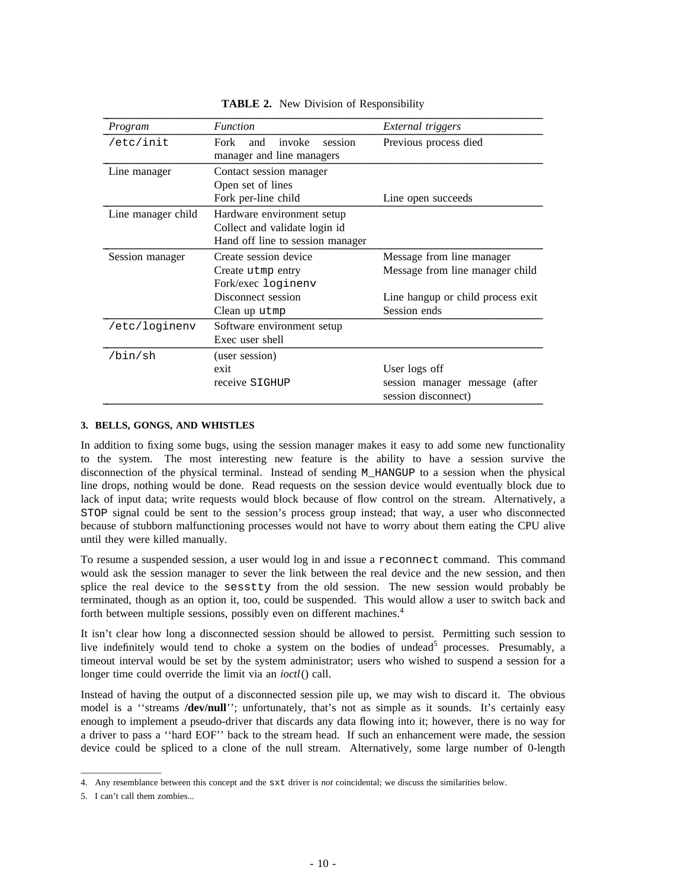**TABLE 2.** New Division of Responsibility

| *Program* | *Function* | *External triggers* |
|---|---|---|
| `/etc/init` | Fork and invoke session manager and line managers | Previous process died |
| Line manager | Contact session manager<br>Open set of lines<br>Fork per-line child | <br><br>Line open succeeds |
| Line manager child | Hardware environment setup<br>Collect and validate login id<br>Hand off line to session manager | |
| Session manager | Create session device<br>Create `utmp` entry<br>Fork/exec `loginenv`<br>Disconnect session<br>Clean up `utmp` | Message from line manager<br>Message from line manager child<br><br>Line hangup or child process exit<br>Session ends |
| `/etc/loginenv` | Software environment setup<br>Exec user shell | |
| `/bin/sh` | (user session)<br>exit<br>receive `SIGHUP` | <br>User logs off<br>session manager message (after session disconnect) |

## 3. BELLS, GONGS, AND WHISTLES

In addition to fixing some bugs, using the session manager makes it easy to add some new functionality to the system. The most interesting new feature is the ability to have a session survive the disconnection of the physical terminal. Instead of sending `M_HANGUP` to a session when the physical line drops, nothing would be done. Read requests on the session device would eventually block due to lack of input data; write requests would block because of flow control on the stream. Alternatively, a `STOP` signal could be sent to the session's process group instead; that way, a user who disconnected because of stubborn malfunctioning processes would not have to worry about them eating the CPU alive until they were killed manually.

To resume a suspended session, a user would log in and issue a `reconnect` command. This command would ask the session manager to sever the link between the real device and the new session, and then splice the real device to the `sesstty` from the old session. The new session would probably be terminated, though as an option it, too, could be suspended. This would allow a user to switch back and forth between multiple sessions, possibly even on different machines.[4]

It isn't clear how long a disconnected session should be allowed to persist. Permitting such session to live indefinitely would tend to choke a system on the bodies of undead[5] processes. Presumably, a timeout interval would be set by the system administrator; users who wished to suspend a session for a longer time could override the limit via an *ioctl*() call.

Instead of having the output of a disconnected session pile up, we may wish to discard it. The obvious model is a ''streams **/dev/null**''; unfortunately, that's not as simple as it sounds. It's certainly easy enough to implement a pseudo-driver that discards any data flowing into it; however, there is no way for a driver to pass a ''hard EOF'' back to the stream head. If such an enhancement were made, the session device could be spliced to a clone of the null stream. Alternatively, some large number of 0-length

---

4. Any resemblance between this concept and the `sxt` driver is *not* coincidental; we discuss the similarities below.

5. I can't call them zombies...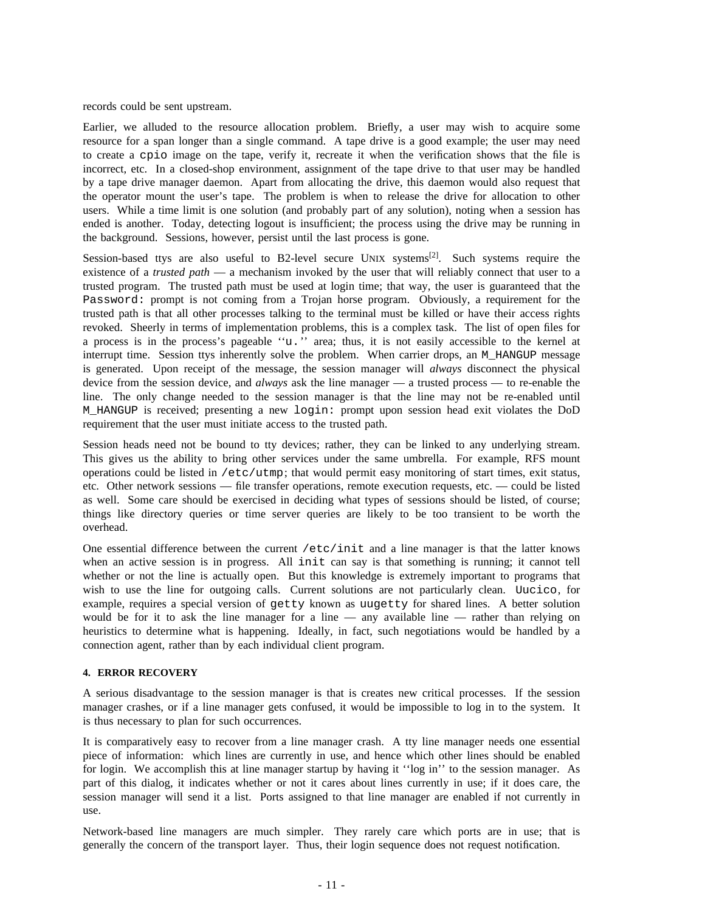records could be sent upstream.

Earlier, we alluded to the resource allocation problem. Briefly, a user may wish to acquire some resource for a span longer than a single command. A tape drive is a good example; the user may need to create a `cpio` image on the tape, verify it, recreate it when the verification shows that the file is incorrect, etc. In a closed-shop environment, assignment of the tape drive to that user may be handled by a tape drive manager daemon. Apart from allocating the drive, this daemon would also request that the operator mount the user's tape. The problem is when to release the drive for allocation to other users. While a time limit is one solution (and probably part of any solution), noting when a session has ended is another. Today, detecting logout is insufficient; the process using the drive may be running in the background. Sessions, however, persist until the last process is gone.

Session-based ttys are also useful to B2-level secure UNIX systems[2]. Such systems require the existence of a *trusted path* — a mechanism invoked by the user that will reliably connect that user to a trusted program. The trusted path must be used at login time; that way, the user is guaranteed that the `Password:` prompt is not coming from a Trojan horse program. Obviously, a requirement for the trusted path is that all other processes talking to the terminal must be killed or have their access rights revoked. Sheerly in terms of implementation problems, this is a complex task. The list of open files for a process is in the process's pageable ''`u.`'' area; thus, it is not easily accessible to the kernel at interrupt time. Session ttys inherently solve the problem. When carrier drops, an `M_HANGUP` message is generated. Upon receipt of the message, the session manager will *always* disconnect the physical device from the session device, and *always* ask the line manager — a trusted process — to re-enable the line. The only change needed to the session manager is that the line may not be re-enabled until `M_HANGUP` is received; presenting a new `login:` prompt upon session head exit violates the DoD requirement that the user must initiate access to the trusted path.

Session heads need not be bound to tty devices; rather, they can be linked to any underlying stream. This gives us the ability to bring other services under the same umbrella. For example, RFS mount operations could be listed in `/etc/utmp`; that would permit easy monitoring of start times, exit status, etc. Other network sessions — file transfer operations, remote execution requests, etc. — could be listed as well. Some care should be exercised in deciding what types of sessions should be listed, of course; things like directory queries or time server queries are likely to be too transient to be worth the overhead.

One essential difference between the current `/etc/init` and a line manager is that the latter knows when an active session is in progress. All `init` can say is that something is running; it cannot tell whether or not the line is actually open. But this knowledge is extremely important to programs that wish to use the line for outgoing calls. Current solutions are not particularly clean. `Uucico`, for example, requires a special version of `getty` known as `uugetty` for shared lines. A better solution would be for it to ask the line manager for a line — any available line — rather than relying on heuristics to determine what is happening. Ideally, in fact, such negotiations would be handled by a connection agent, rather than by each individual client program.

#### 4. ERROR RECOVERY

A serious disadvantage to the session manager is that is creates new critical processes. If the session manager crashes, or if a line manager gets confused, it would be impossible to log in to the system. It is thus necessary to plan for such occurrences.

It is comparatively easy to recover from a line manager crash. A tty line manager needs one essential piece of information: which lines are currently in use, and hence which other lines should be enabled for login. We accomplish this at line manager startup by having it ''log in'' to the session manager. As part of this dialog, it indicates whether or not it cares about lines currently in use; if it does care, the session manager will send it a list. Ports assigned to that line manager are enabled if not currently in use.

Network-based line managers are much simpler. They rarely care which ports are in use; that is generally the concern of the transport layer. Thus, their login sequence does not request notification.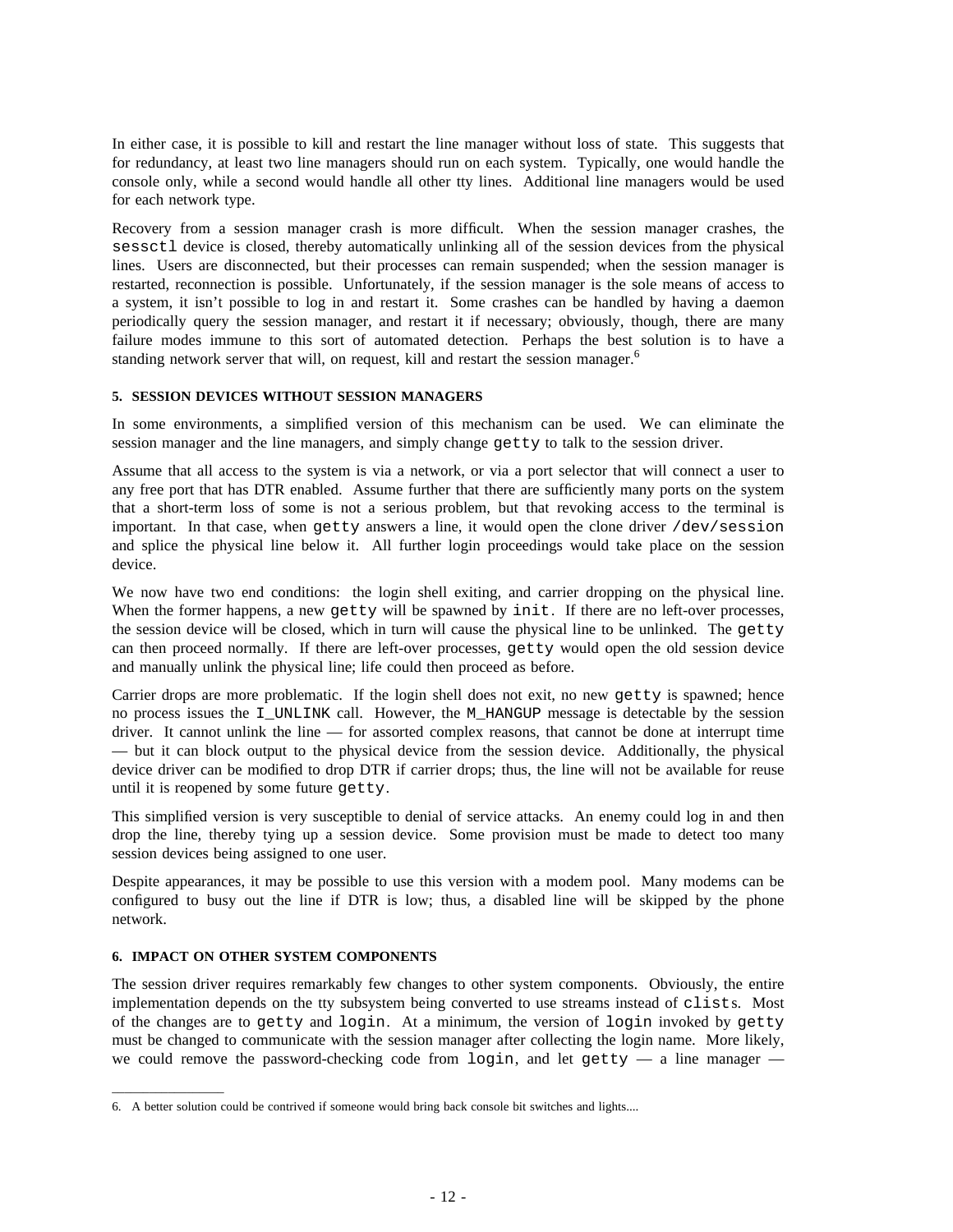In either case, it is possible to kill and restart the line manager without loss of state. This suggests that for redundancy, at least two line managers should run on each system. Typically, one would handle the console only, while a second would handle all other tty lines. Additional line managers would be used for each network type.

Recovery from a session manager crash is more difficult. When the session manager crashes, the `sessctl` device is closed, thereby automatically unlinking all of the session devices from the physical lines. Users are disconnected, but their processes can remain suspended; when the session manager is restarted, reconnection is possible. Unfortunately, if the session manager is the sole means of access to a system, it isn't possible to log in and restart it. Some crashes can be handled by having a daemon periodically query the session manager, and restart it if necessary; obviously, though, there are many failure modes immune to this sort of automated detection. Perhaps the best solution is to have a standing network server that will, on request, kill and restart the session manager.[6]

## 5. SESSION DEVICES WITHOUT SESSION MANAGERS

In some environments, a simplified version of this mechanism can be used. We can eliminate the session manager and the line managers, and simply change `getty` to talk to the session driver.

Assume that all access to the system is via a network, or via a port selector that will connect a user to any free port that has DTR enabled. Assume further that there are sufficiently many ports on the system that a short-term loss of some is not a serious problem, but that revoking access to the terminal is important. In that case, when `getty` answers a line, it would open the clone driver `/dev/session` and splice the physical line below it. All further login proceedings would take place on the session device.

We now have two end conditions: the login shell exiting, and carrier dropping on the physical line. When the former happens, a new `getty` will be spawned by `init`. If there are no left-over processes, the session device will be closed, which in turn will cause the physical line to be unlinked. The `getty` can then proceed normally. If there are left-over processes, `getty` would open the old session device and manually unlink the physical line; life could then proceed as before.

Carrier drops are more problematic. If the login shell does not exit, no new `getty` is spawned; hence no process issues the `I_UNLINK` call. However, the `M_HANGUP` message is detectable by the session driver. It cannot unlink the line — for assorted complex reasons, that cannot be done at interrupt time — but it can block output to the physical device from the session device. Additionally, the physical device driver can be modified to drop DTR if carrier drops; thus, the line will not be available for reuse until it is reopened by some future `getty`.

This simplified version is very susceptible to denial of service attacks. An enemy could log in and then drop the line, thereby tying up a session device. Some provision must be made to detect too many session devices being assigned to one user.

Despite appearances, it may be possible to use this version with a modem pool. Many modems can be configured to busy out the line if DTR is low; thus, a disabled line will be skipped by the phone network.

## 6. IMPACT ON OTHER SYSTEM COMPONENTS

The session driver requires remarkably few changes to other system components. Obviously, the entire implementation depends on the tty subsystem being converted to use streams instead of `clist`s. Most of the changes are to `getty` and `login`. At a minimum, the version of `login` invoked by `getty` must be changed to communicate with the session manager after collecting the login name. More likely, we could remove the password-checking code from `login`, and let `getty` — a line manager —

---

6. A better solution could be contrived if someone would bring back console bit switches and lights....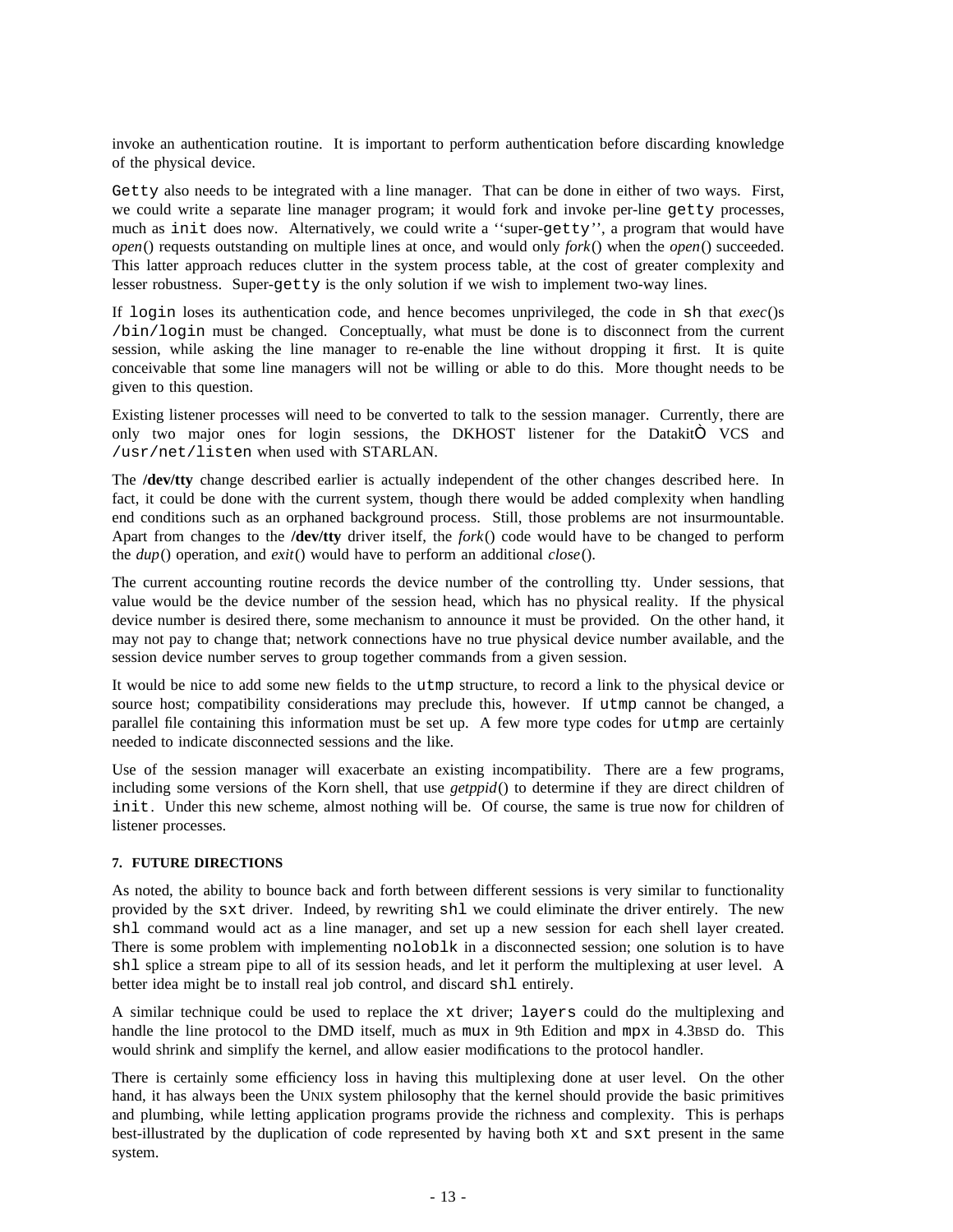invoke an authentication routine. It is important to perform authentication before discarding knowledge of the physical device.

Getty also needs to be integrated with a line manager. That can be done in either of two ways. First, we could write a separate line manager program; it would fork and invoke per-line getty processes, much as init does now. Alternatively, we could write a ''super-getty'', a program that would have *open*() requests outstanding on multiple lines at once, and would only *fork*() when the *open*() succeeded. This latter approach reduces clutter in the system process table, at the cost of greater complexity and lesser robustness. Super-getty is the only solution if we wish to implement two-way lines.

If login loses its authentication code, and hence becomes unprivileged, the code in sh that *exec*()s /bin/login must be changed. Conceptually, what must be done is to disconnect from the current session, while asking the line manager to re-enable the line without dropping it first. It is quite conceivable that some line managers will not be willing or able to do this. More thought needs to be given to this question.

Existing listener processes will need to be converted to talk to the session manager. Currently, there are only two major ones for login sessions, the DKHOST listener for the Datakit® VCS and /usr/net/listen when used with STARLAN.

The **/dev/tty** change described earlier is actually independent of the other changes described here. In fact, it could be done with the current system, though there would be added complexity when handling end conditions such as an orphaned background process. Still, those problems are not insurmountable. Apart from changes to the **/dev/tty** driver itself, the *fork*() code would have to be changed to perform the *dup*() operation, and *exit*() would have to perform an additional *close*().

The current accounting routine records the device number of the controlling tty. Under sessions, that value would be the device number of the session head, which has no physical reality. If the physical device number is desired there, some mechanism to announce it must be provided. On the other hand, it may not pay to change that; network connections have no true physical device number available, and the session device number serves to group together commands from a given session.

It would be nice to add some new fields to the utmp structure, to record a link to the physical device or source host; compatibility considerations may preclude this, however. If utmp cannot be changed, a parallel file containing this information must be set up. A few more type codes for utmp are certainly needed to indicate disconnected sessions and the like.

Use of the session manager will exacerbate an existing incompatibility. There are a few programs, including some versions of the Korn shell, that use *getppid*() to determine if they are direct children of init. Under this new scheme, almost nothing will be. Of course, the same is true now for children of listener processes.

## 7. FUTURE DIRECTIONS

As noted, the ability to bounce back and forth between different sessions is very similar to functionality provided by the sxt driver. Indeed, by rewriting shl we could eliminate the driver entirely. The new shl command would act as a line manager, and set up a new session for each shell layer created. There is some problem with implementing noloblk in a disconnected session; one solution is to have shl splice a stream pipe to all of its session heads, and let it perform the multiplexing at user level. A better idea might be to install real job control, and discard shl entirely.

A similar technique could be used to replace the xt driver; layers could do the multiplexing and handle the line protocol to the DMD itself, much as mux in 9th Edition and mpx in 4.3BSD do. This would shrink and simplify the kernel, and allow easier modifications to the protocol handler.

There is certainly some efficiency loss in having this multiplexing done at user level. On the other hand, it has always been the UNIX system philosophy that the kernel should provide the basic primitives and plumbing, while letting application programs provide the richness and complexity. This is perhaps best-illustrated by the duplication of code represented by having both xt and sxt present in the same system.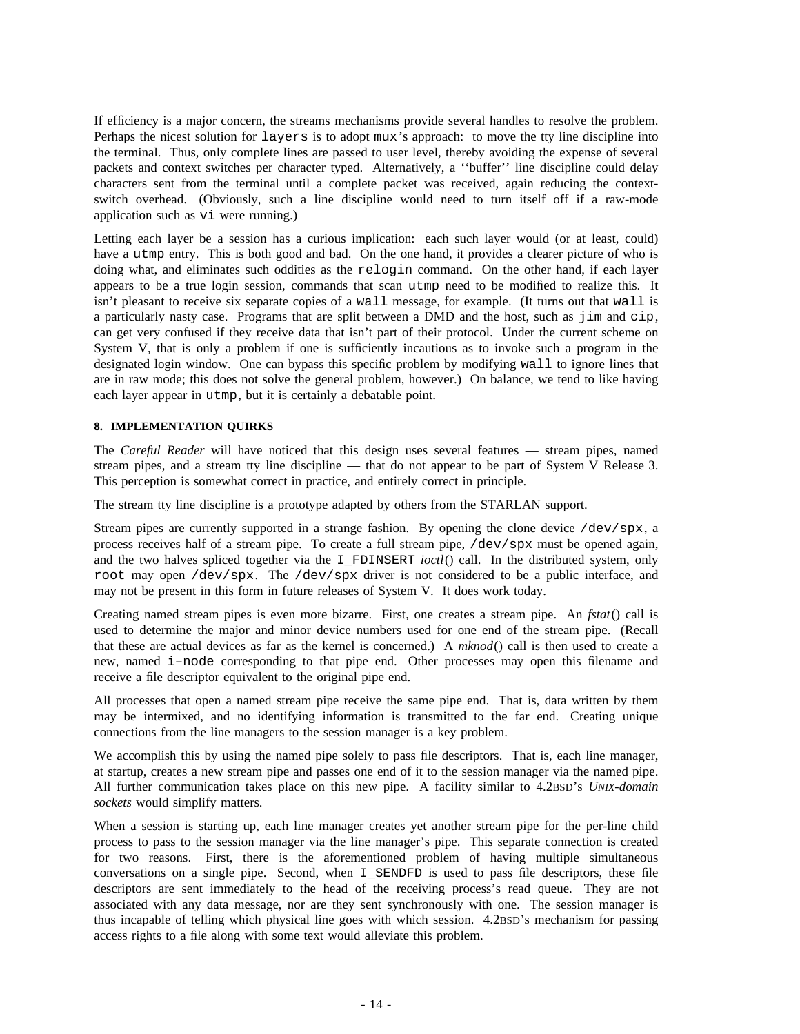If efficiency is a major concern, the streams mechanisms provide several handles to resolve the problem. Perhaps the nicest solution for `layers` is to adopt `mux`'s approach: to move the tty line discipline into the terminal. Thus, only complete lines are passed to user level, thereby avoiding the expense of several packets and context switches per character typed. Alternatively, a ''buffer'' line discipline could delay characters sent from the terminal until a complete packet was received, again reducing the context-switch overhead. (Obviously, such a line discipline would need to turn itself off if a raw-mode application such as `vi` were running.)

Letting each layer be a session has a curious implication: each such layer would (or at least, could) have a `utmp` entry. This is both good and bad. On the one hand, it provides a clearer picture of who is doing what, and eliminates such oddities as the `relogin` command. On the other hand, if each layer appears to be a true login session, commands that scan `utmp` need to be modified to realize this. It isn't pleasant to receive six separate copies of a `wall` message, for example. (It turns out that `wall` is a particularly nasty case. Programs that are split between a DMD and the host, such as `jim` and `cip`, can get very confused if they receive data that isn't part of their protocol. Under the current scheme on System V, that is only a problem if one is sufficiently incautious as to invoke such a program in the designated login window. One can bypass this specific problem by modifying `wall` to ignore lines that are in raw mode; this does not solve the general problem, however.) On balance, we tend to like having each layer appear in `utmp`, but it is certainly a debatable point.

#### 8. IMPLEMENTATION QUIRKS

The *Careful Reader* will have noticed that this design uses several features — stream pipes, named stream pipes, and a stream tty line discipline — that do not appear to be part of System V Release 3. This perception is somewhat correct in practice, and entirely correct in principle.

The stream tty line discipline is a prototype adapted by others from the STARLAN support.

Stream pipes are currently supported in a strange fashion. By opening the clone device `/dev/spx`, a process receives half of a stream pipe. To create a full stream pipe, `/dev/spx` must be opened again, and the two halves spliced together via the `I_FDINSERT` *ioctl*() call. In the distributed system, only `root` may open `/dev/spx`. The `/dev/spx` driver is not considered to be a public interface, and may not be present in this form in future releases of System V. It does work today.

Creating named stream pipes is even more bizarre. First, one creates a stream pipe. An *fstat*() call is used to determine the major and minor device numbers used for one end of the stream pipe. (Recall that these are actual devices as far as the kernel is concerned.) A *mknod*() call is then used to create a new, named `i–node` corresponding to that pipe end. Other processes may open this filename and receive a file descriptor equivalent to the original pipe end.

All processes that open a named stream pipe receive the same pipe end. That is, data written by them may be intermixed, and no identifying information is transmitted to the far end. Creating unique connections from the line managers to the session manager is a key problem.

We accomplish this by using the named pipe solely to pass file descriptors. That is, each line manager, at startup, creates a new stream pipe and passes one end of it to the session manager via the named pipe. All further communication takes place on this new pipe. A facility similar to 4.2BSD's *UNIX-domain sockets* would simplify matters.

When a session is starting up, each line manager creates yet another stream pipe for the per-line child process to pass to the session manager via the line manager's pipe. This separate connection is created for two reasons. First, there is the aforementioned problem of having multiple simultaneous conversations on a single pipe. Second, when `I_SENDFD` is used to pass file descriptors, these file descriptors are sent immediately to the head of the receiving process's read queue. They are not associated with any data message, nor are they sent synchronously with one. The session manager is thus incapable of telling which physical line goes with which session. 4.2BSD's mechanism for passing access rights to a file along with some text would alleviate this problem.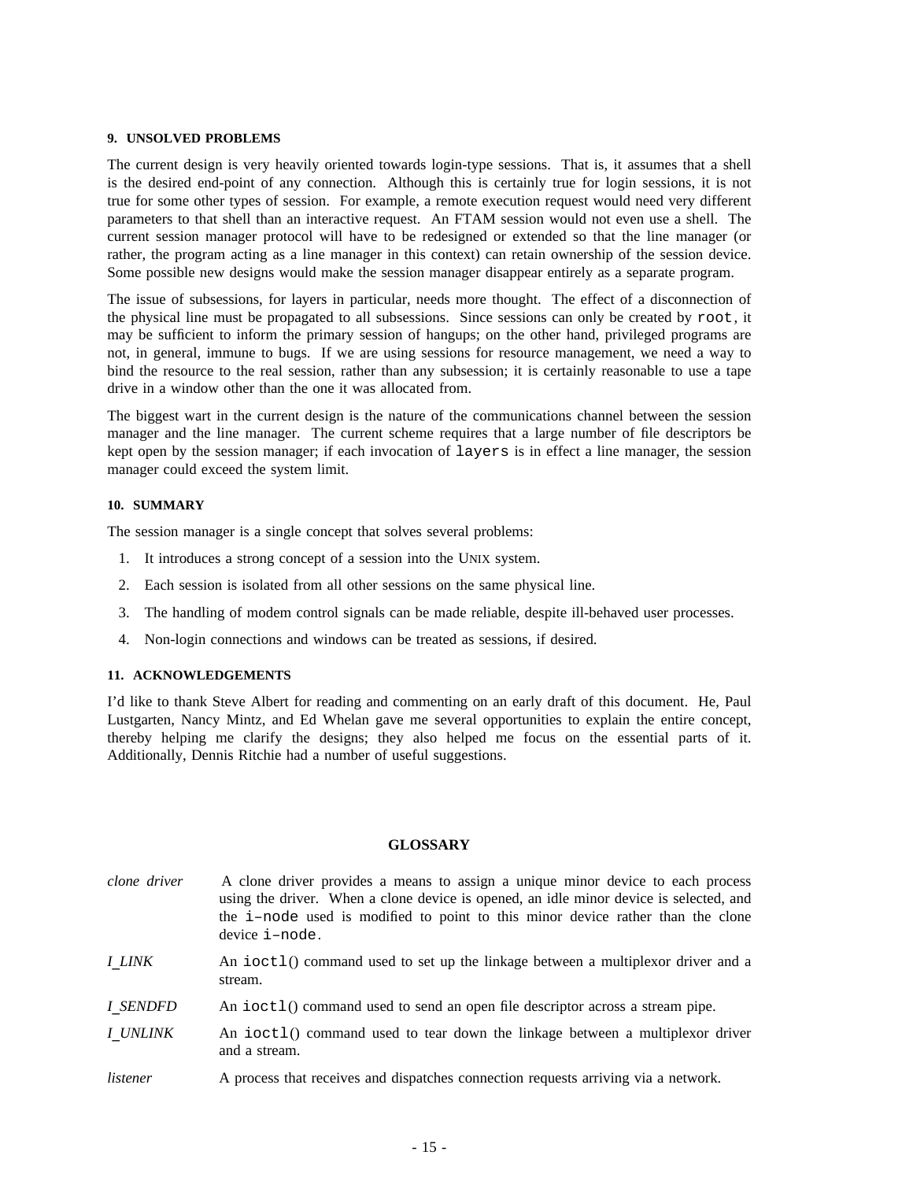### 9. UNSOLVED PROBLEMS

The current design is very heavily oriented towards login-type sessions. That is, it assumes that a shell is the desired end-point of any connection. Although this is certainly true for login sessions, it is not true for some other types of session. For example, a remote execution request would need very different parameters to that shell than an interactive request. An FTAM session would not even use a shell. The current session manager protocol will have to be redesigned or extended so that the line manager (or rather, the program acting as a line manager in this context) can retain ownership of the session device. Some possible new designs would make the session manager disappear entirely as a separate program.

The issue of subsessions, for layers in particular, needs more thought. The effect of a disconnection of the physical line must be propagated to all subsessions. Since sessions can only be created by `root`, it may be sufficient to inform the primary session of hangups; on the other hand, privileged programs are not, in general, immune to bugs. If we are using sessions for resource management, we need a way to bind the resource to the real session, rather than any subsession; it is certainly reasonable to use a tape drive in a window other than the one it was allocated from.

The biggest wart in the current design is the nature of the communications channel between the session manager and the line manager. The current scheme requires that a large number of file descriptors be kept open by the session manager; if each invocation of `layers` is in effect a line manager, the session manager could exceed the system limit.

### 10. SUMMARY

The session manager is a single concept that solves several problems:

1. It introduces a strong concept of a session into the UNIX system.
2. Each session is isolated from all other sessions on the same physical line.
3. The handling of modem control signals can be made reliable, despite ill-behaved user processes.
4. Non-login connections and windows can be treated as sessions, if desired.

### 11. ACKNOWLEDGEMENTS

I'd like to thank Steve Albert for reading and commenting on an early draft of this document. He, Paul Lustgarten, Nancy Mintz, and Ed Whelan gave me several opportunities to explain the entire concept, thereby helping me clarify the designs; they also helped me focus on the essential parts of it. Additionally, Dennis Ritchie had a number of useful suggestions.

## GLOSSARY

*clone driver* — A clone driver provides a means to assign a unique minor device to each process using the driver. When a clone device is opened, an idle minor device is selected, and the `i–node` used is modified to point to this minor device rather than the clone device `i–node`.

*I_LINK* — An `ioctl`() command used to set up the linkage between a multiplexor driver and a stream.

*I_SENDFD* — An `ioctl`() command used to send an open file descriptor across a stream pipe.

*I_UNLINK* — An `ioctl`() command used to tear down the linkage between a multiplexor driver and a stream.

*listener* — A process that receives and dispatches connection requests arriving via a network.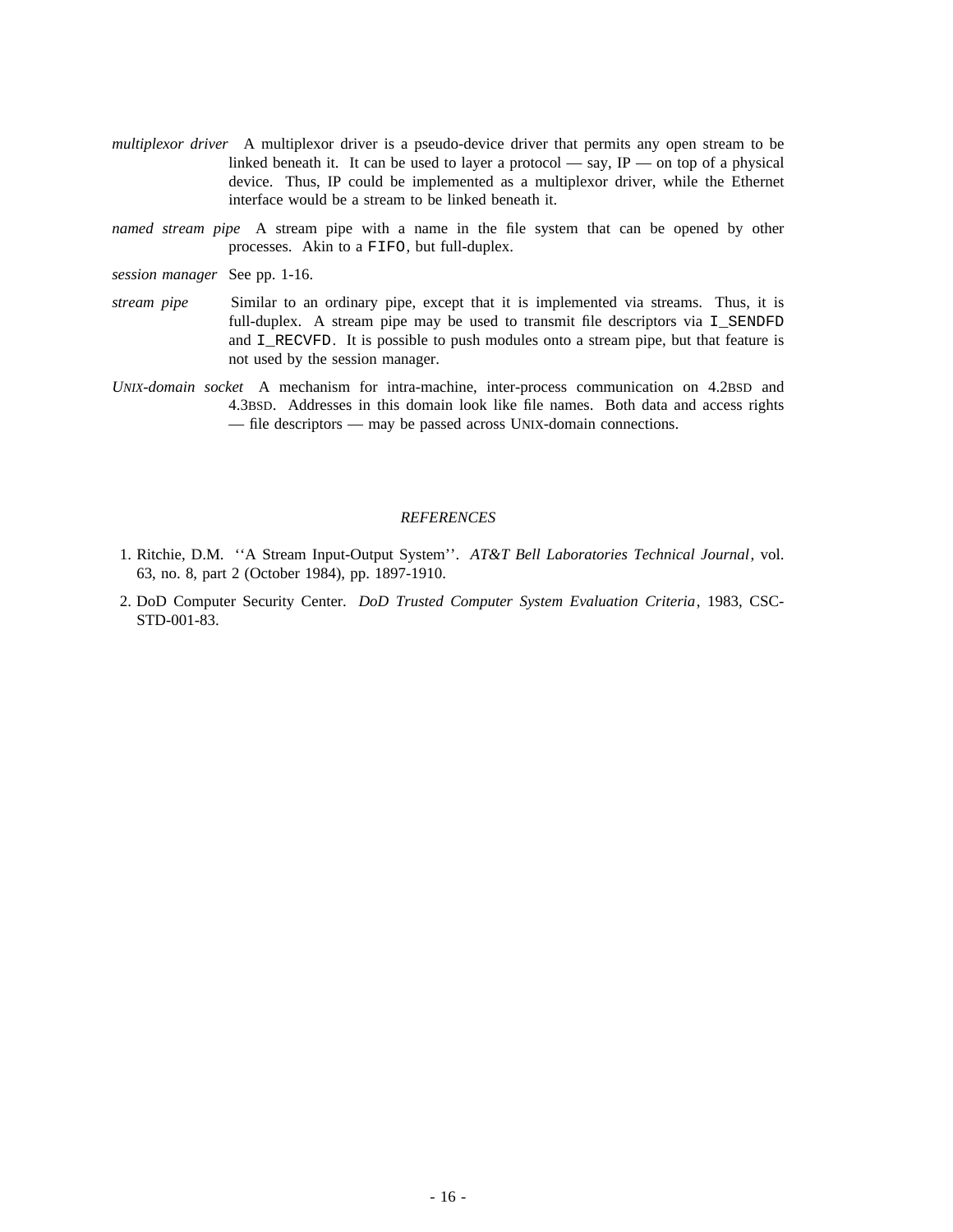*multiplexor driver* A multiplexor driver is a pseudo-device driver that permits any open stream to be linked beneath it. It can be used to layer a protocol — say, IP — on top of a physical device. Thus, IP could be implemented as a multiplexor driver, while the Ethernet interface would be a stream to be linked beneath it.

*named stream pipe* A stream pipe with a name in the file system that can be opened by other processes. Akin to a `FIFO`, but full-duplex.

*session manager* See pp. 1-16.

*stream pipe* Similar to an ordinary pipe, except that it is implemented via streams. Thus, it is full-duplex. A stream pipe may be used to transmit file descriptors via `I_SENDFD` and `I_RECVFD`. It is possible to push modules onto a stream pipe, but that feature is not used by the session manager.

*UNIX-domain socket* A mechanism for intra-machine, inter-process communication on 4.2BSD and 4.3BSD. Addresses in this domain look like file names. Both data and access rights — file descriptors — may be passed across UNIX-domain connections.

## *REFERENCES*

1. Ritchie, D.M. ''A Stream Input-Output System''. *AT&T Bell Laboratories Technical Journal*, vol. 63, no. 8, part 2 (October 1984), pp. 1897-1910.
2. DoD Computer Security Center. *DoD Trusted Computer System Evaluation Criteria*, 1983, CSC-STD-001-83.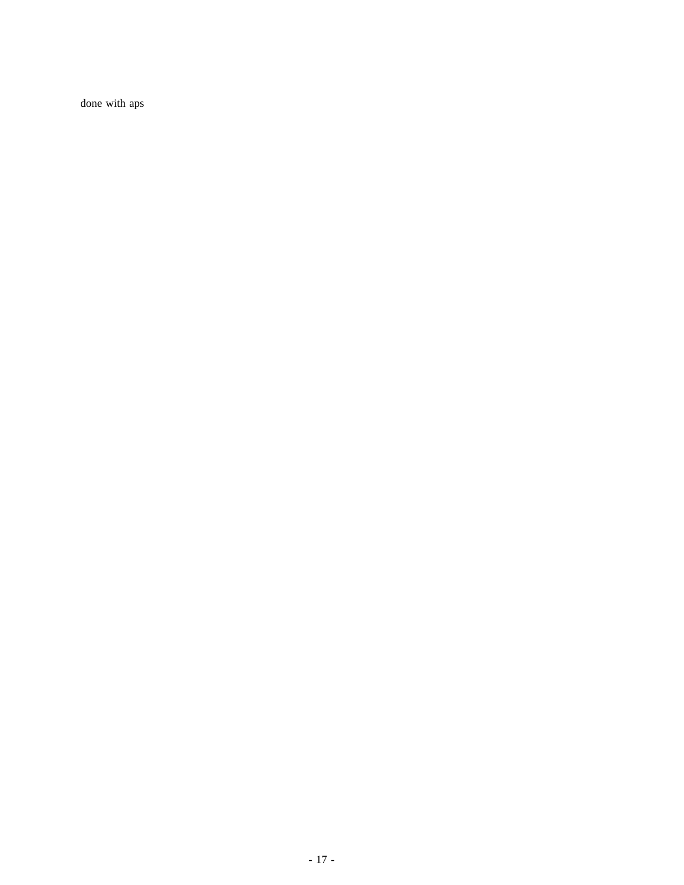done with aps